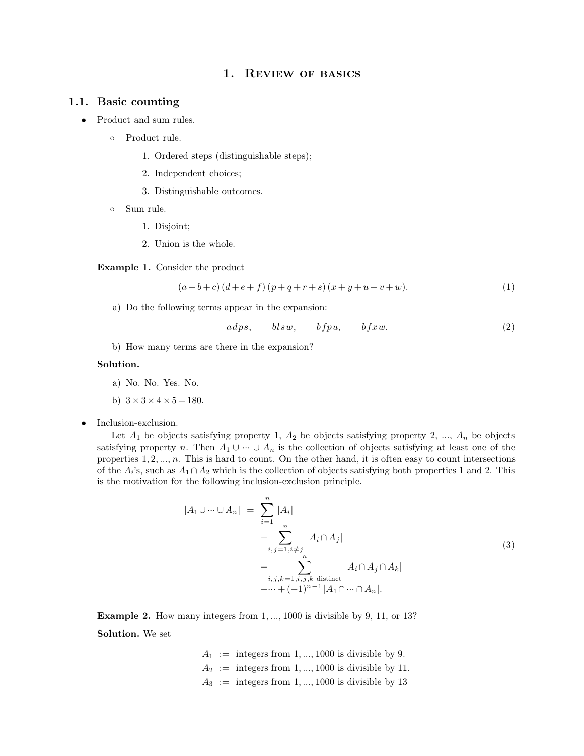# 1. Review of basics

## 1.1. Basic counting

- Product and sum rules.
  - Product rule.
    1. Ordered steps (distinguishable steps);
    2. Independent choices;
    3. Distinguishable outcomes.
  - Sum rule.
    1. Disjoint;
    2. Union is the whole.

**Example 1.** Consider the product

$$(a+b+c)\,(d+e+f)\,(p+q+r+s)\,(x+y+u+v+w). \tag{1}$$

a) Do the following terms appear in the expansion:

$$a\,d\,p\,s, \qquad b\,l\,s\,w, \qquad b\,f\,p\,u, \qquad b\,f\,x\,w. \tag{2}$$

b) How many terms are there in the expansion?

**Solution.**

a) No. No. Yes. No.

b) $3\times 3\times 4\times 5=180$.

- Inclusion-exclusion.

  Let $A_1$ be objects satisfying property 1, $A_2$ be objects satisfying property 2, ..., $A_n$ be objects satisfying property $n$. Then $A_1\cup\cdots\cup A_n$ is the collection of objects satisfying at least one of the properties $1,2,\ldots,n$. This is hard to count. On the other hand, it is often easy to count intersections of the $A_i$'s, such as $A_1\cap A_2$ which is the collection of objects satisfying both properties 1 and 2. This is the motivation for the following inclusion-exclusion principle.

$$\begin{aligned}|A_1\cup\cdots\cup A_n| \;=\; & \sum_{i=1}^{n}|A_i| \\ & -\sum_{i,j=1,i\neq j}^{n}|A_i\cap A_j| \\ & +\sum_{i,j,k=1,i,j,k\text{ distinct}}^{n}|A_i\cap A_j\cap A_k| \\ & -\cdots+(-1)^{n-1}|A_1\cap\cdots\cap A_n|.\end{aligned} \tag{3}$$

**Example 2.** How many integers from $1,\ldots,1000$ is divisible by 9, 11, or 13?

**Solution.** We set

$$\begin{aligned}A_1 &:= \text{ integers from } 1,\ldots,1000 \text{ is divisible by } 9.\\ A_2 &:= \text{ integers from } 1,\ldots,1000 \text{ is divisible by } 11.\\ A_3 &:= \text{ integers from } 1,\ldots,1000 \text{ is divisible by } 13\end{aligned}$$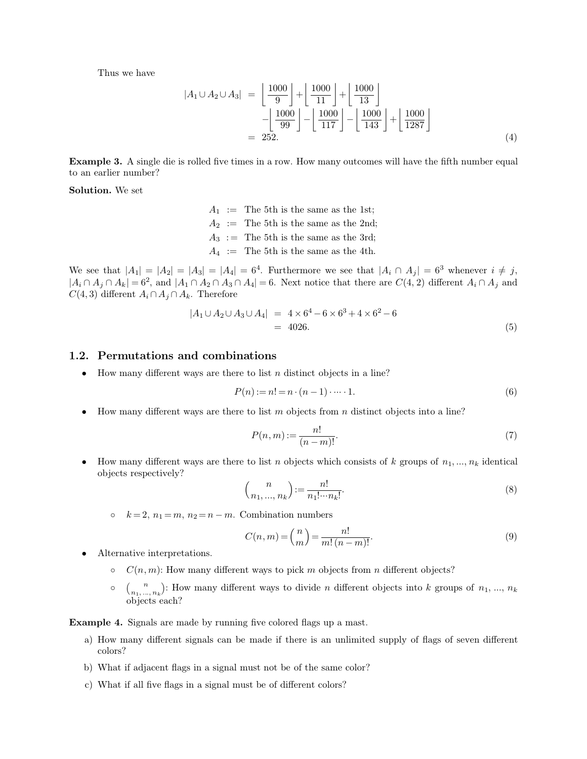Thus we have

$$
\begin{aligned}
|A_1 \cup A_2 \cup A_3| &= \left\lfloor \frac{1000}{9} \right\rfloor + \left\lfloor \frac{1000}{11} \right\rfloor + \left\lfloor \frac{1000}{13} \right\rfloor \\
&\quad - \left\lfloor \frac{1000}{99} \right\rfloor - \left\lfloor \frac{1000}{117} \right\rfloor - \left\lfloor \frac{1000}{143} \right\rfloor + \left\lfloor \frac{1000}{1287} \right\rfloor \\
&= 252. 
\end{aligned} \tag{4}
$$

**Example 3.** A single die is rolled five times in a row. How many outcomes will have the fifth number equal to an earlier number?

**Solution.** We set

$$
\begin{aligned}
A_1 &:= \text{The 5th is the same as the 1st;} \\
A_2 &:= \text{The 5th is the same as the 2nd;} \\
A_3 &:= \text{The 5th is the same as the 3rd;} \\
A_4 &:= \text{The 5th is the same as the 4th.}
\end{aligned}
$$

We see that $|A_1| = |A_2| = |A_3| = |A_4| = 6^4$. Furthermore we see that $|A_i \cap A_j| = 6^3$ whenever $i \neq j$, $|A_i \cap A_j \cap A_k| = 6^2$, and $|A_1 \cap A_2 \cap A_3 \cap A_4| = 6$. Next notice that there are $C(4, 2)$ different $A_i \cap A_j$ and $C(4, 3)$ different $A_i \cap A_j \cap A_k$. Therefore

$$
\begin{aligned}
|A_1 \cup A_2 \cup A_3 \cup A_4| &= 4 \times 6^4 - 6 \times 6^3 + 4 \times 6^2 - 6 \\
&= 4026.
\end{aligned} \tag{5}
$$

## 1.2. Permutations and combinations

- How many different ways are there to list $n$ distinct objects in a line?

$$P(n) := n! = n \cdot (n-1) \cdot \cdots \cdot 1. \tag{6}$$

- How many different ways are there to list $m$ objects from $n$ distinct objects into a line?

$$P(n, m) := \frac{n!}{(n-m)!}. \tag{7}$$

- How many different ways are there to list $n$ objects which consists of $k$ groups of $n_1, ..., n_k$ identical objects respectively?

$$\binom{n}{n_1, ..., n_k} := \frac{n!}{n_1! \cdots n_k!}. \tag{8}$$

  - $k = 2$, $n_1 = m$, $n_2 = n - m$. Combination numbers

$$C(n, m) = \binom{n}{m} = \frac{n!}{m!\,(n-m)!}. \tag{9}$$

- Alternative interpretations.
  - $C(n, m)$: How many different ways to pick $m$ objects from $n$ different objects?
  - $\binom{n}{n_1, ..., n_k}$: How many different ways to divide $n$ different objects into $k$ groups of $n_1$, ..., $n_k$ objects each?

**Example 4.** Signals are made by running five colored flags up a mast.

a) How many different signals can be made if there is an unlimited supply of flags of seven different colors?

b) What if adjacent flags in a signal must not be of the same color?

c) What if all five flags in a signal must be of different colors?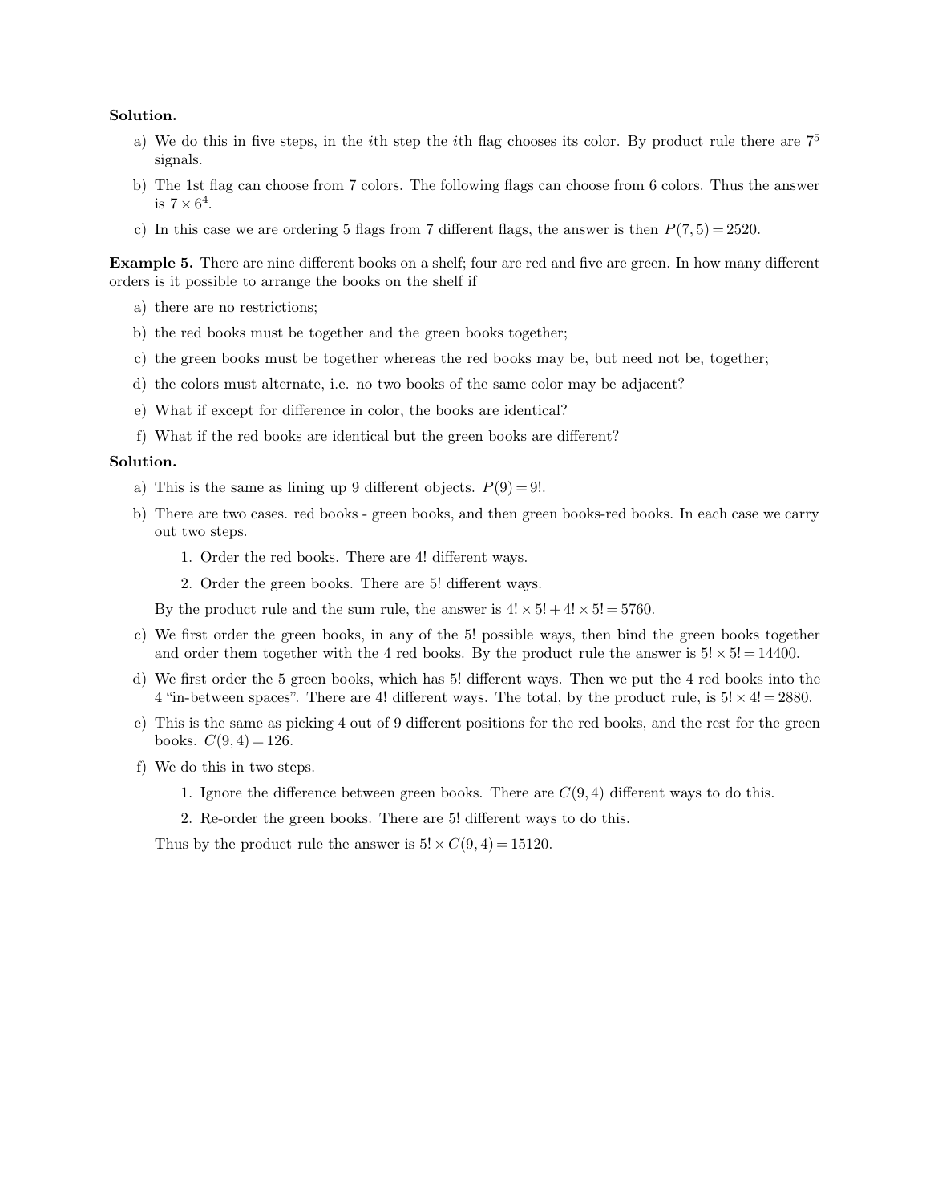**Solution.**

a) We do this in five steps, in the $i$th step the $i$th flag chooses its color. By product rule there are $7^5$ signals.

b) The 1st flag can choose from 7 colors. The following flags can choose from 6 colors. Thus the answer is $7 \times 6^4$.

c) In this case we are ordering 5 flags from 7 different flags, the answer is then $P(7,5) = 2520$.

**Example 5.** There are nine different books on a shelf; four are red and five are green. In how many different orders is it possible to arrange the books on the shelf if

a) there are no restrictions;

b) the red books must be together and the green books together;

c) the green books must be together whereas the red books may be, but need not be, together;

d) the colors must alternate, i.e. no two books of the same color may be adjacent?

e) What if except for difference in color, the books are identical?

f) What if the red books are identical but the green books are different?

**Solution.**

a) This is the same as lining up 9 different objects. $P(9) = 9!$.

b) There are two cases. red books - green books, and then green books-red books. In each case we carry out two steps.

   1. Order the red books. There are 4! different ways.

   2. Order the green books. There are 5! different ways.

   By the product rule and the sum rule, the answer is $4! \times 5! + 4! \times 5! = 5760$.

c) We first order the green books, in any of the 5! possible ways, then bind the green books together and order them together with the 4 red books. By the product rule the answer is $5! \times 5! = 14400$.

d) We first order the 5 green books, which has 5! different ways. Then we put the 4 red books into the 4 "in-between spaces". There are 4! different ways. The total, by the product rule, is $5! \times 4! = 2880$.

e) This is the same as picking 4 out of 9 different positions for the red books, and the rest for the green books. $C(9,4) = 126$.

f) We do this in two steps.

   1. Ignore the difference between green books. There are $C(9,4)$ different ways to do this.

   2. Re-order the green books. There are 5! different ways to do this.

   Thus by the product rule the answer is $5! \times C(9,4) = 15120$.